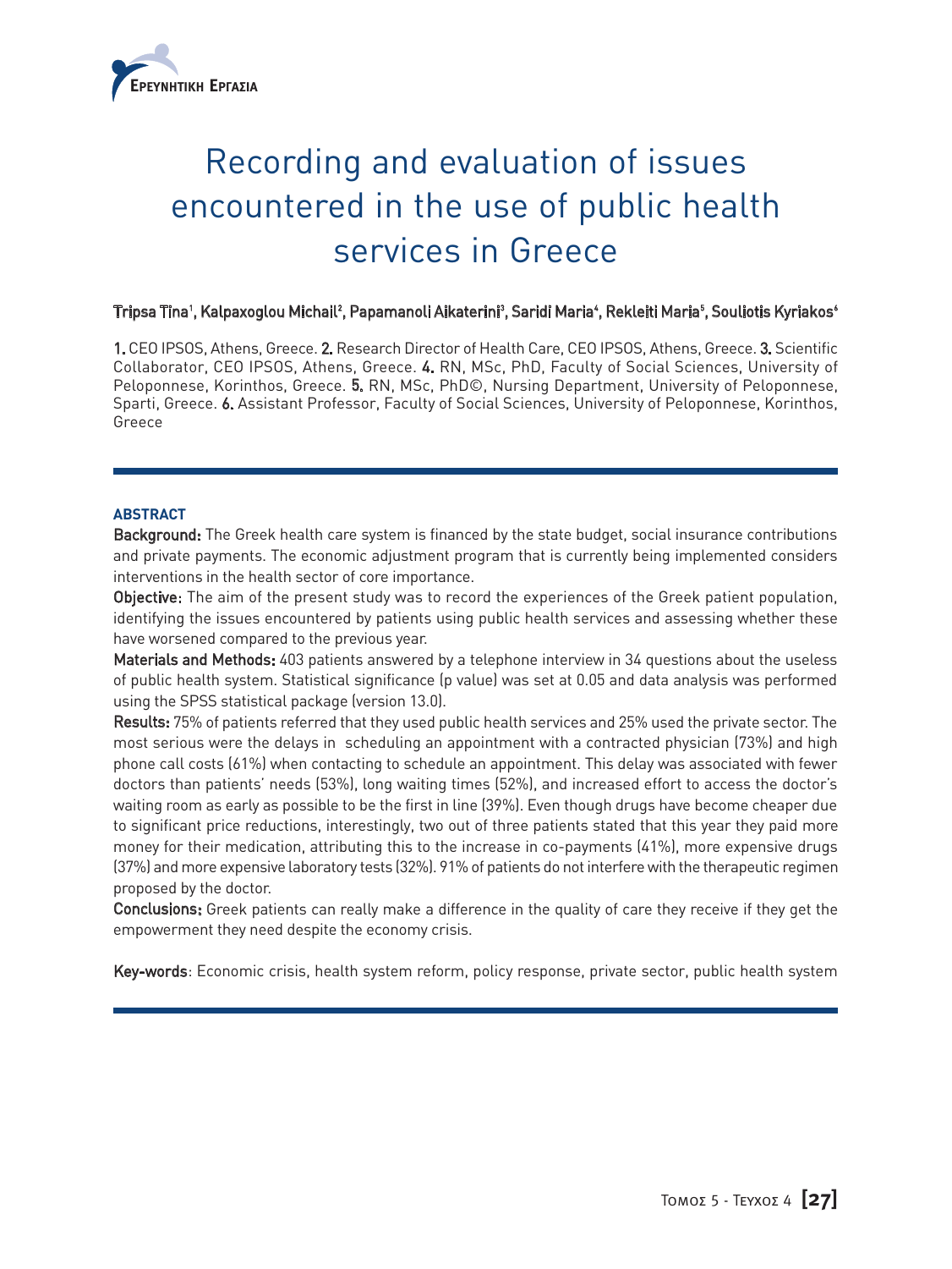ΕΡΕΥΝΗΤΙΚΗ ΕΡΓΑΣΙΑ

# Recording and evaluation of issues encountered in the use of public health services in Greece

**Tripsa Tina[1], Kalpaxoglou Michail[2], Papamanoli Aikaterini[3], Saridi Maria[4], Rekleiti Maria[5], Souliotis Kyriakos[6]**

**1.** CEO IPSOS, Athens, Greece. **2.** Research Director of Health Care, CEO IPSOS, Athens, Greece. **3.** Scientific Collaborator, CEO IPSOS, Athens, Greece. **4.** RN, MSc, PhD, Faculty of Social Sciences, University of Peloponnese, Korinthos, Greece. **5.** RN, MSc, PhD©, Nursing Department, University of Peloponnese, Sparti, Greece. **6.** Assistant Professor, Faculty of Social Sciences, University of Peloponnese, Korinthos, Greece

## ABSTRACT

**Background:** The Greek health care system is financed by the state budget, social insurance contributions and private payments. The economic adjustment program that is currently being implemented considers interventions in the health sector of core importance.

**Objective:** The aim of the present study was to record the experiences of the Greek patient population, identifying the issues encountered by patients using public health services and assessing whether these have worsened compared to the previous year.

**Materials and Methods:** 403 patients answered by a telephone interview in 34 questions about the useless of public health system. Statistical significance (p value) was set at 0.05 and data analysis was performed using the SPSS statistical package (version 13.0).

**Results:** 75% of patients referred that they used public health services and 25% used the private sector. The most serious were the delays in scheduling an appointment with a contracted physician (73%) and high phone call costs (61%) when contacting to schedule an appointment. This delay was associated with fewer doctors than patients' needs (53%), long waiting times (52%), and increased effort to access the doctor's waiting room as early as possible to be the first in line (39%). Even though drugs have become cheaper due to significant price reductions, interestingly, two out of three patients stated that this year they paid more money for their medication, attributing this to the increase in co-payments (41%), more expensive drugs (37%) and more expensive laboratory tests (32%). 91% of patients do not interfere with the therapeutic regimen proposed by the doctor.

**Conclusions:** Greek patients can really make a difference in the quality of care they receive if they get the empowerment they need despite the economy crisis.

**Key-words**: Economic crisis, health system reform, policy response, private sector, public health system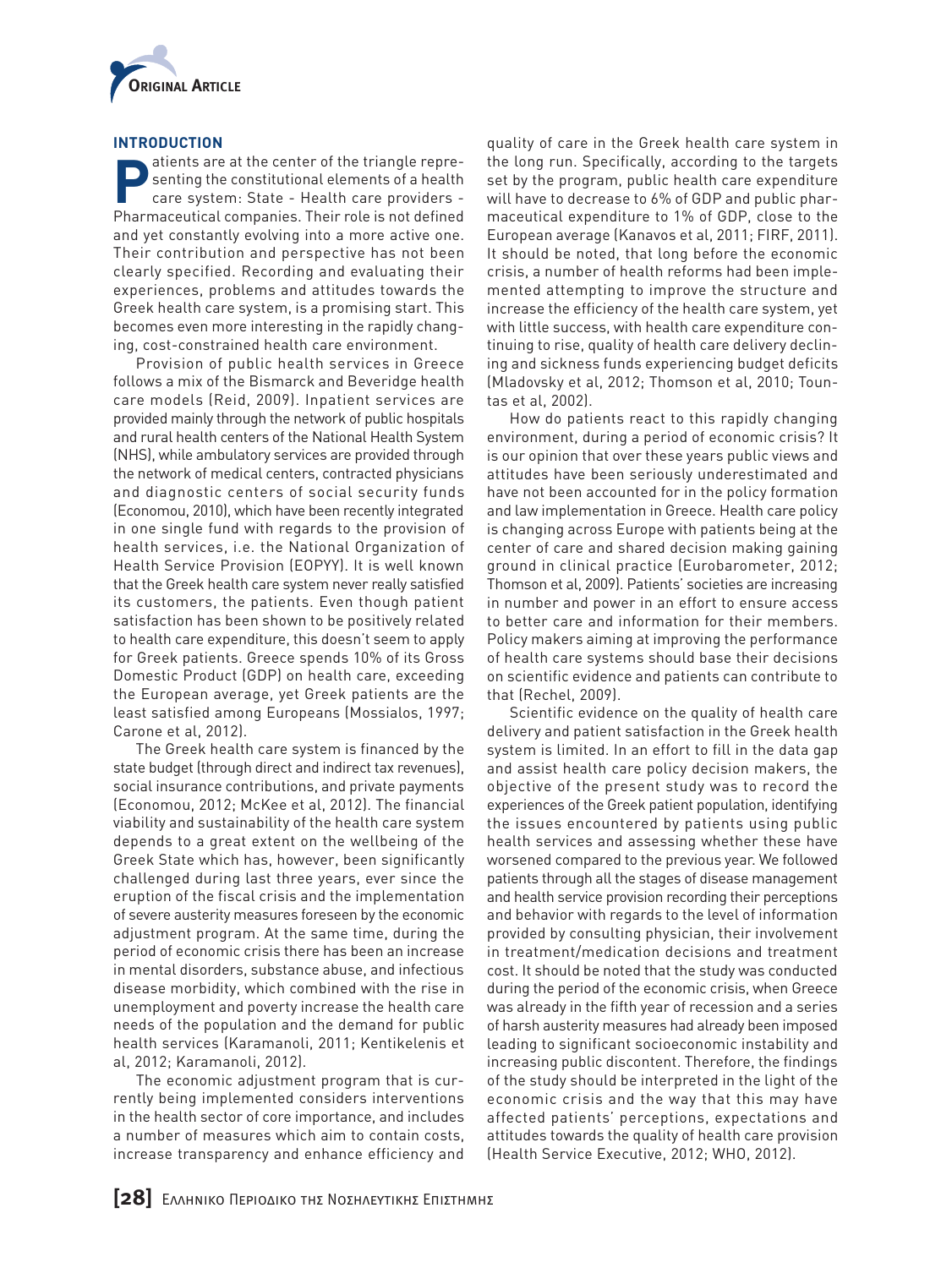## INTRODUCTION

Patients are at the center of the triangle representing the constitutional elements of a health care system: State - Health care providers - Pharmaceutical companies. Their role is not defined and yet constantly evolving into a more active one. Their contribution and perspective has not been clearly specified. Recording and evaluating their experiences, problems and attitudes towards the Greek health care system, is a promising start. This becomes even more interesting in the rapidly changing, cost-constrained health care environment.

Provision of public health services in Greece follows a mix of the Bismarck and Beveridge health care models (Reid, 2009). Inpatient services are provided mainly through the network of public hospitals and rural health centers of the National Health System (NHS), while ambulatory services are provided through the network of medical centers, contracted physicians and diagnostic centers of social security funds (Economou, 2010), which have been recently integrated in one single fund with regards to the provision of health services, i.e. the National Organization of Health Service Provision (EOPYY). It is well known that the Greek health care system never really satisfied its customers, the patients. Even though patient satisfaction has been shown to be positively related to health care expenditure, this doesn't seem to apply for Greek patients. Greece spends 10% of its Gross Domestic Product (GDP) on health care, exceeding the European average, yet Greek patients are the least satisfied among Europeans (Mossialos, 1997; Carone et al, 2012).

The Greek health care system is financed by the state budget (through direct and indirect tax revenues), social insurance contributions, and private payments (Economou, 2012; McKee et al, 2012). The financial viability and sustainability of the health care system depends to a great extent on the wellbeing of the Greek State which has, however, been significantly challenged during last three years, ever since the eruption of the fiscal crisis and the implementation of severe austerity measures foreseen by the economic adjustment program. At the same time, during the period of economic crisis there has been an increase in mental disorders, substance abuse, and infectious disease morbidity, which combined with the rise in unemployment and poverty increase the health care needs of the population and the demand for public health services (Karamanoli, 2011; Kentikelenis et al, 2012; Karamanoli, 2012).

The economic adjustment program that is currently being implemented considers interventions in the health sector of core importance, and includes a number of measures which aim to contain costs, increase transparency and enhance efficiency and quality of care in the Greek health care system in the long run. Specifically, according to the targets set by the program, public health care expenditure will have to decrease to 6% of GDP and public pharmaceutical expenditure to 1% of GDP, close to the European average (Kanavos et al, 2011; FIRF, 2011). It should be noted, that long before the economic crisis, a number of health reforms had been implemented attempting to improve the structure and increase the efficiency of the health care system, yet with little success, with health care expenditure continuing to rise, quality of health care delivery declining and sickness funds experiencing budget deficits (Mladovsky et al, 2012; Thomson et al, 2010; Tountas et al, 2002).

How do patients react to this rapidly changing environment, during a period of economic crisis? It is our opinion that over these years public views and attitudes have been seriously underestimated and have not been accounted for in the policy formation and law implementation in Greece. Health care policy is changing across Europe with patients being at the center of care and shared decision making gaining ground in clinical practice (Eurobarometer, 2012; Thomson et al, 2009). Patients' societies are increasing in number and power in an effort to ensure access to better care and information for their members. Policy makers aiming at improving the performance of health care systems should base their decisions on scientific evidence and patients can contribute to that (Rechel, 2009).

Scientific evidence on the quality of health care delivery and patient satisfaction in the Greek health system is limited. In an effort to fill in the data gap and assist health care policy decision makers, the objective of the present study was to record the experiences of the Greek patient population, identifying the issues encountered by patients using public health services and assessing whether these have worsened compared to the previous year. We followed patients through all the stages of disease management and health service provision recording their perceptions and behavior with regards to the level of information provided by consulting physician, their involvement in treatment/medication decisions and treatment cost. It should be noted that the study was conducted during the period of the economic crisis, when Greece was already in the fifth year of recession and a series of harsh austerity measures had already been imposed leading to significant socioeconomic instability and increasing public discontent. Therefore, the findings of the study should be interpreted in the light of the economic crisis and the way that this may have affected patients' perceptions, expectations and attitudes towards the quality of health care provision (Health Service Executive, 2012; WHO, 2012).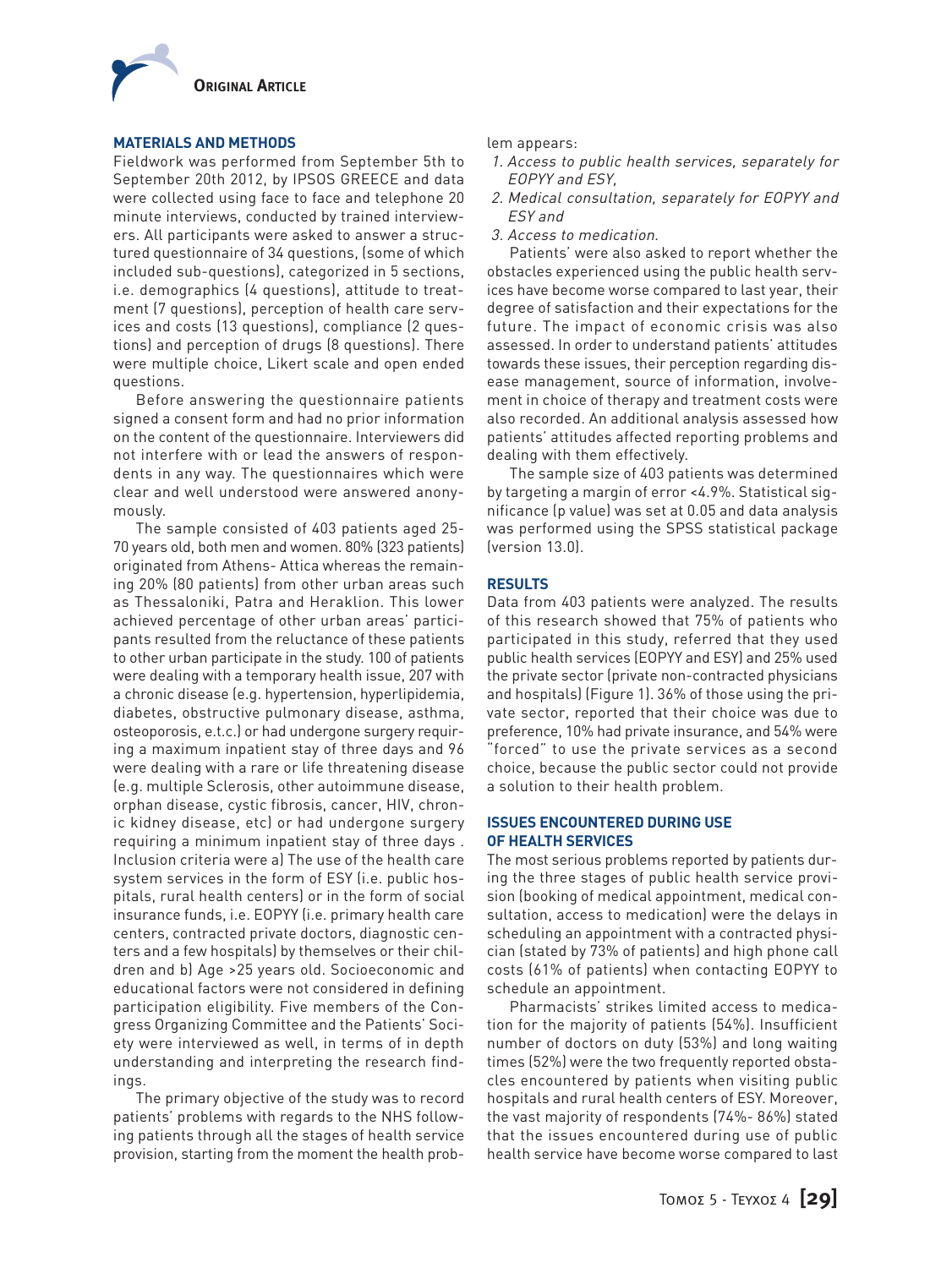## MATERIALS AND METHODS

Fieldwork was performed from September 5th to September 20th 2012, by IPSOS GREECE and data were collected using face to face and telephone 20 minute interviews, conducted by trained interviewers. All participants were asked to answer a structured questionnaire of 34 questions, (some of which included sub-questions), categorized in 5 sections, i.e. demographics (4 questions), attitude to treatment (7 questions), perception of health care services and costs (13 questions), compliance (2 questions) and perception of drugs (8 questions). There were multiple choice, Likert scale and open ended questions.

Before answering the questionnaire patients signed a consent form and had no prior information on the content of the questionnaire. Interviewers did not interfere with or lead the answers of respondents in any way. The questionnaires which were clear and well understood were answered anonymously.

The sample consisted of 403 patients aged 25-70 years old, both men and women. 80% (323 patients) originated from Athens- Attica whereas the remaining 20% (80 patients) from other urban areas such as Thessaloniki, Patra and Heraklion. This lower achieved percentage of other urban areas' participants resulted from the reluctance of these patients to other urban participate in the study. 100 of patients were dealing with a temporary health issue, 207 with a chronic disease (e.g. hypertension, hyperlipidemia, diabetes, obstructive pulmonary disease, asthma, osteoporosis, e.t.c.) or had undergone surgery requiring a maximum inpatient stay of three days and 96 were dealing with a rare or life threatening disease (e.g. multiple Sclerosis, other autoimmune disease, orphan disease, cystic fibrosis, cancer, HIV, chronic kidney disease, etc) or had undergone surgery requiring a minimum inpatient stay of three days . Inclusion criteria were a) The use of the health care system services in the form of ESY (i.e. public hospitals, rural health centers) or in the form of social insurance funds, i.e. EOPYY (i.e. primary health care centers, contracted private doctors, diagnostic centers and a few hospitals) by themselves or their children and b) Age >25 years old. Socioeconomic and educational factors were not considered in defining participation eligibility. Five members of the Congress Organizing Committee and the Patients' Society were interviewed as well, in terms of in depth understanding and interpreting the research findings.

The primary objective of the study was to record patients' problems with regards to the NHS following patients through all the stages of health service provision, starting from the moment the health problem appears:

1. *Access to public health services, separately for EOPYY and ESY,*
2. *Medical consultation, separately for EOPYY and ESY and*
3. *Access to medication.*

Patients' were also asked to report whether the obstacles experienced using the public health services have become worse compared to last year, their degree of satisfaction and their expectations for the future. The impact of economic crisis was also assessed. In order to understand patients' attitudes towards these issues, their perception regarding disease management, source of information, involvement in choice of therapy and treatment costs were also recorded. An additional analysis assessed how patients' attitudes affected reporting problems and dealing with them effectively.

The sample size of 403 patients was determined by targeting a margin of error <4.9%. Statistical significance (p value) was set at 0.05 and data analysis was performed using the SPSS statistical package (version 13.0).

## RESULTS

Data from 403 patients were analyzed. The results of this research showed that 75% of patients who participated in this study, referred that they used public health services (EOPYY and ESY) and 25% used the private sector (private non-contracted physicians and hospitals) (Figure 1). 36% of those using the private sector, reported that their choice was due to preference, 10% had private insurance, and 54% were "forced" to use the private services as a second choice, because the public sector could not provide a solution to their health problem.

### ISSUES ENCOUNTERED DURING USE OF HEALTH SERVICES

The most serious problems reported by patients during the three stages of public health service provision (booking of medical appointment, medical consultation, access to medication) were the delays in scheduling an appointment with a contracted physician (stated by 73% of patients) and high phone call costs (61% of patients) when contacting EOPYY to schedule an appointment.

Pharmacists' strikes limited access to medication for the majority of patients (54%). Insufficient number of doctors on duty (53%) and long waiting times (52%) were the two frequently reported obstacles encountered by patients when visiting public hospitals and rural health centers of ESY. Moreover, the vast majority of respondents (74%- 86%) stated that the issues encountered during use of public health service have become worse compared to last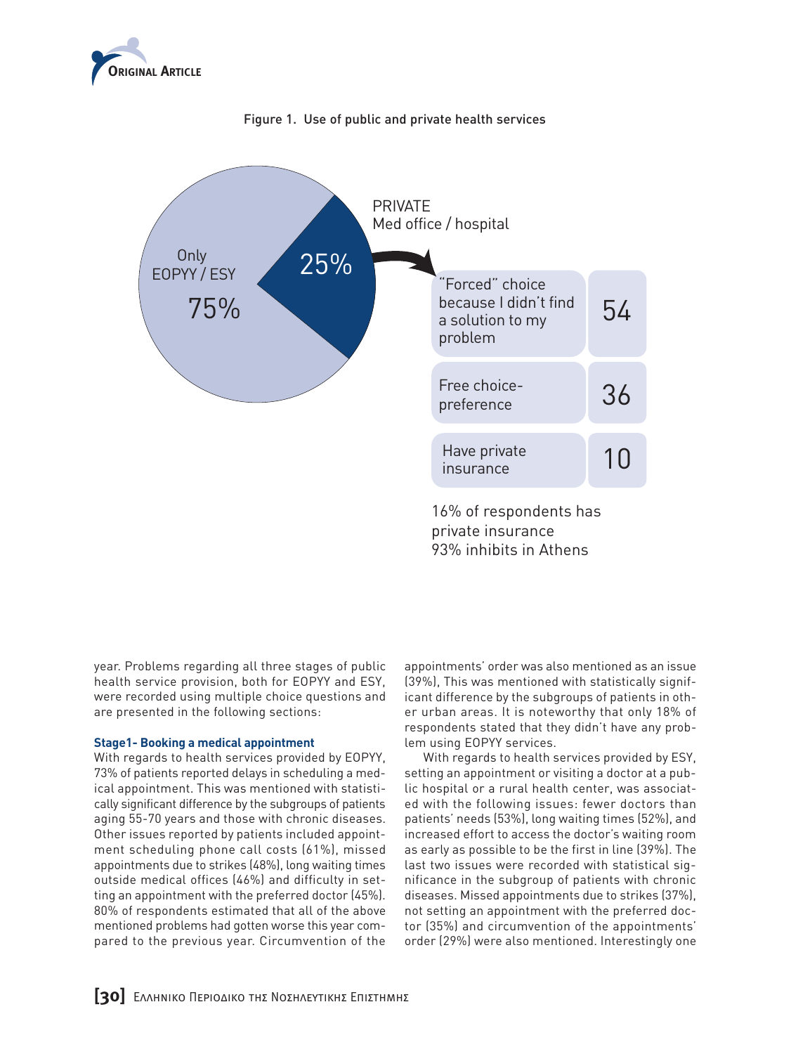Figure 1. Use of public and private health services

Only EOPYY / ESY 75%

25%

PRIVATE
Med office / hospital

| | |
|---|---|
| "Forced" choice because I didn't find a solution to my problem | 54 |
| Free choice-preference | 36 |
| Have private insurance | 10 |

16% of respondents has private insurance
93% inhibits in Athens

year. Problems regarding all three stages of public health service provision, both for EOPYY and ESY, were recorded using multiple choice questions and are presented in the following sections:

**Stage1- Booking a medical appointment**

With regards to health services provided by EOPYY, 73% of patients reported delays in scheduling a medical appointment. This was mentioned with statistically significant difference by the subgroups of patients aging 55-70 years and those with chronic diseases. Other issues reported by patients included appointment scheduling phone call costs (61%), missed appointments due to strikes (48%), long waiting times outside medical offices (46%) and difficulty in setting an appointment with the preferred doctor (45%). 80% of respondents estimated that all of the above mentioned problems had gotten worse this year compared to the previous year. Circumvention of the appointments' order was also mentioned as an issue (39%), This was mentioned with statistically significant difference by the subgroups of patients in other urban areas. It is noteworthy that only 18% of respondents stated that they didn't have any problem using EOPYY services.

With regards to health services provided by ESY, setting an appointment or visiting a doctor at a public hospital or a rural health center, was associated with the following issues: fewer doctors than patients' needs (53%), long waiting times (52%), and increased effort to access the doctor's waiting room as early as possible to be the first in line (39%). The last two issues were recorded with statistical significance in the subgroup of patients with chronic diseases. Missed appointments due to strikes (37%), not setting an appointment with the preferred doctor (35%) and circumvention of the appointments' order (29%) were also mentioned. Interestingly one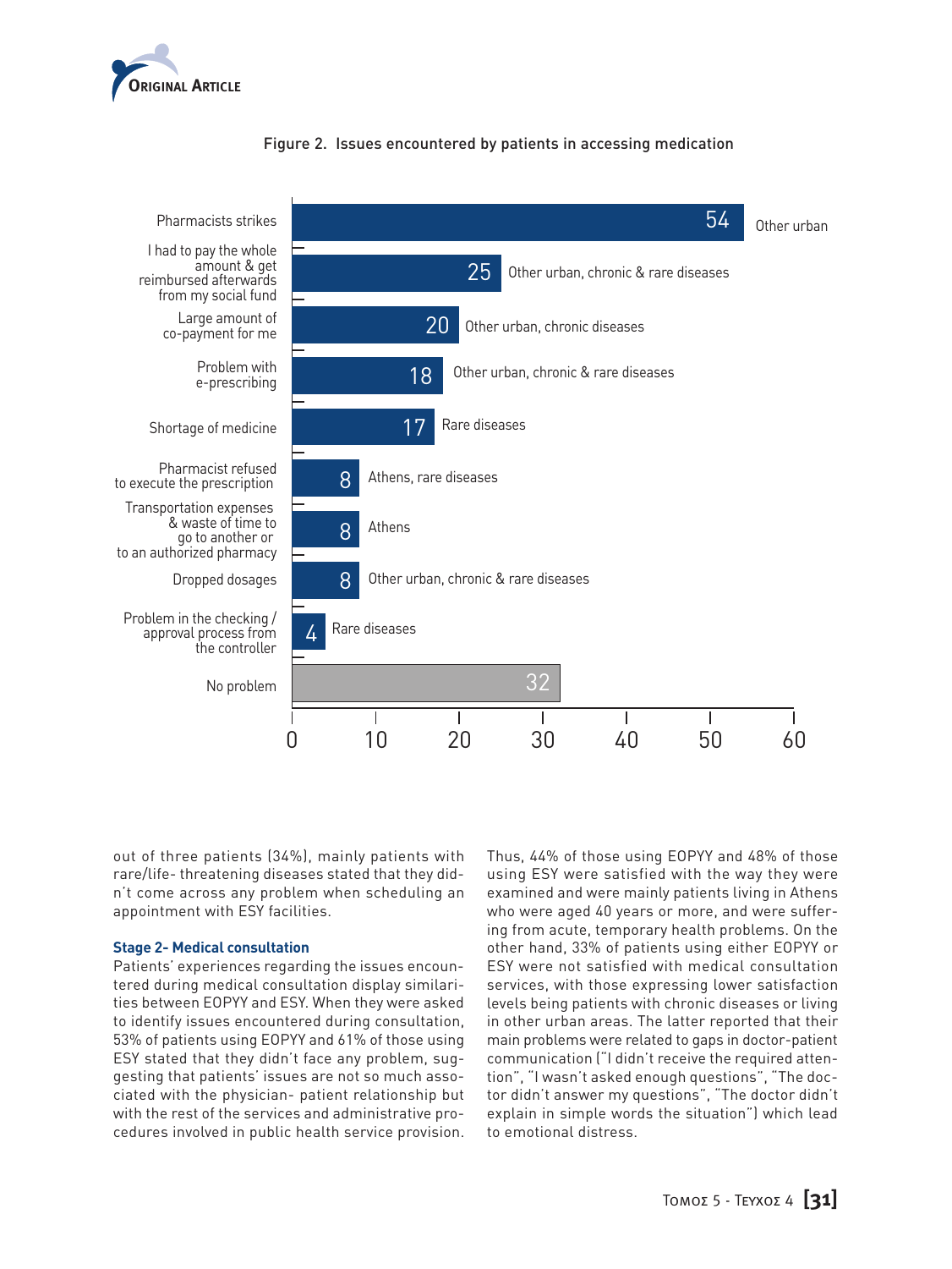Figure 2. Issues encountered by patients in accessing medication

| Issue | % | Group |
|---|---|---|
| Pharmacists strikes | 54 | Other urban |
| I had to pay the whole amount & get reimbursed afterwards from my social fund | 25 | Other urban, chronic & rare diseases |
| Large amount of co-payment for me | 20 | Other urban, chronic diseases |
| Problem with e-prescribing | 18 | Other urban, chronic & rare diseases |
| Shortage of medicine | 17 | Rare diseases |
| Pharmacist refused to execute the prescription | 8 | Athens, rare diseases |
| Transportation expenses & waste of time to go to another or to an authorized pharmacy | 8 | Athens |
| Dropped dosages | 8 | Other urban, chronic & rare diseases |
| Problem in the checking / approval process from the controller | 4 | Rare diseases |
| No problem | 32 | |

out of three patients (34%), mainly patients with rare/life- threatening diseases stated that they didn't come across any problem when scheduling an appointment with ESY facilities.

### Stage 2- Medical consultation

Patients' experiences regarding the issues encountered during medical consultation display similarities between EOPYY and ESY. When they were asked to identify issues encountered during consultation, 53% of patients using EOPYY and 61% of those using ESY stated that they didn't face any problem, suggesting that patients' issues are not so much associated with the physician- patient relationship but with the rest of the services and administrative procedures involved in public health service provision. Thus, 44% of those using EOPYY and 48% of those using ESY were satisfied with the way they were examined and were mainly patients living in Athens who were aged 40 years or more, and were suffering from acute, temporary health problems. On the other hand, 33% of patients using either EOPYY or ESY were not satisfied with medical consultation services, with those expressing lower satisfaction levels being patients with chronic diseases or living in other urban areas. The latter reported that their main problems were related to gaps in doctor-patient communication ("I didn't receive the required attention", "I wasn't asked enough questions", "The doctor didn't answer my questions", "The doctor didn't explain in simple words the situation") which lead to emotional distress.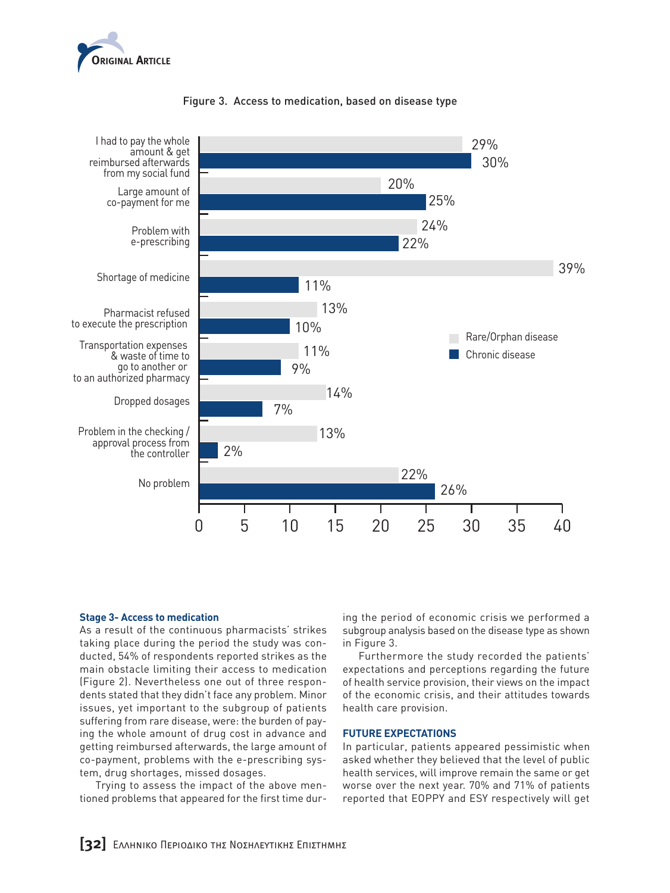Figure 3. Access to medication, based on disease type

| | Rare/Orphan disease | Chronic disease |
|---|---|---|
| I had to pay the whole amount & get reimbursed afterwards from my social fund | 29% | 30% |
| Large amount of co-payment for me | 20% | 25% |
| Problem with e-prescribing | 24% | 22% |
| Shortage of medicine | 39% | 11% |
| Pharmacist refused to execute the prescription | 13% | 10% |
| Transportation expenses & waste of time to go to another or to an authorized pharmacy | 11% | 9% |
| Dropped dosages | 14% | 7% |
| Problem in the checking / approval process from the controller | 13% | 2% |
| No problem | 22% | 26% |

**Stage 3- Access to medication**

As a result of the continuous pharmacists' strikes taking place during the period the study was conducted, 54% of respondents reported strikes as the main obstacle limiting their access to medication (Figure 2). Nevertheless one out of three respondents stated that they didn't face any problem. Minor issues, yet important to the subgroup of patients suffering from rare disease, were: the burden of paying the whole amount of drug cost in advance and getting reimbursed afterwards, the large amount of co-payment, problems with the e-prescribing system, drug shortages, missed dosages.

Trying to assess the impact of the above mentioned problems that appeared for the first time during the period of economic crisis we performed a subgroup analysis based on the disease type as shown in Figure 3.

Furthermore the study recorded the patients' expectations and perceptions regarding the future of health service provision, their views on the impact of the economic crisis, and their attitudes towards health care provision.

**FUTURE EXPECTATIONS**

In particular, patients appeared pessimistic when asked whether they believed that the level of public health services, will improve remain the same or get worse over the next year. 70% and 71% of patients reported that EOPPY and ESY respectively will get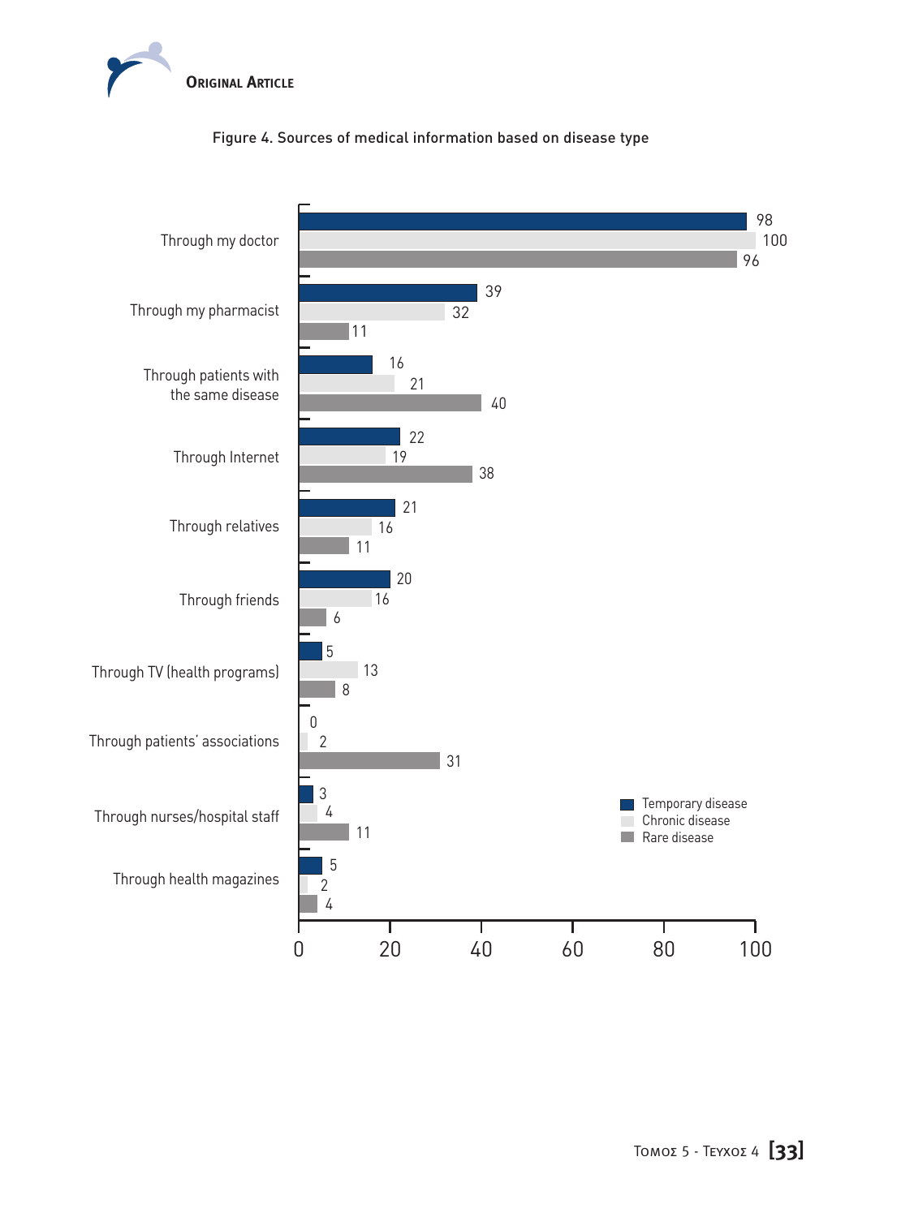Figure 4. Sources of medical information based on disease type

| Source | Temporary disease | Chronic disease | Rare disease |
| --- | --- | --- | --- |
| Through my doctor | 98 | 100 | 96 |
| Through my pharmacist | 39 | 32 | 11 |
| Through patients with the same disease | 16 | 21 | 40 |
| Through Internet | 22 | 19 | 38 |
| Through relatives | 21 | 16 | 11 |
| Through friends | 20 | 16 | 6 |
| Through TV (health programs) | 5 | 13 | 8 |
| Through patients' associations | 0 | 2 | 31 |
| Through nurses/hospital staff | 3 | 4 | 11 |
| Through health magazines | 5 | 2 | 4 |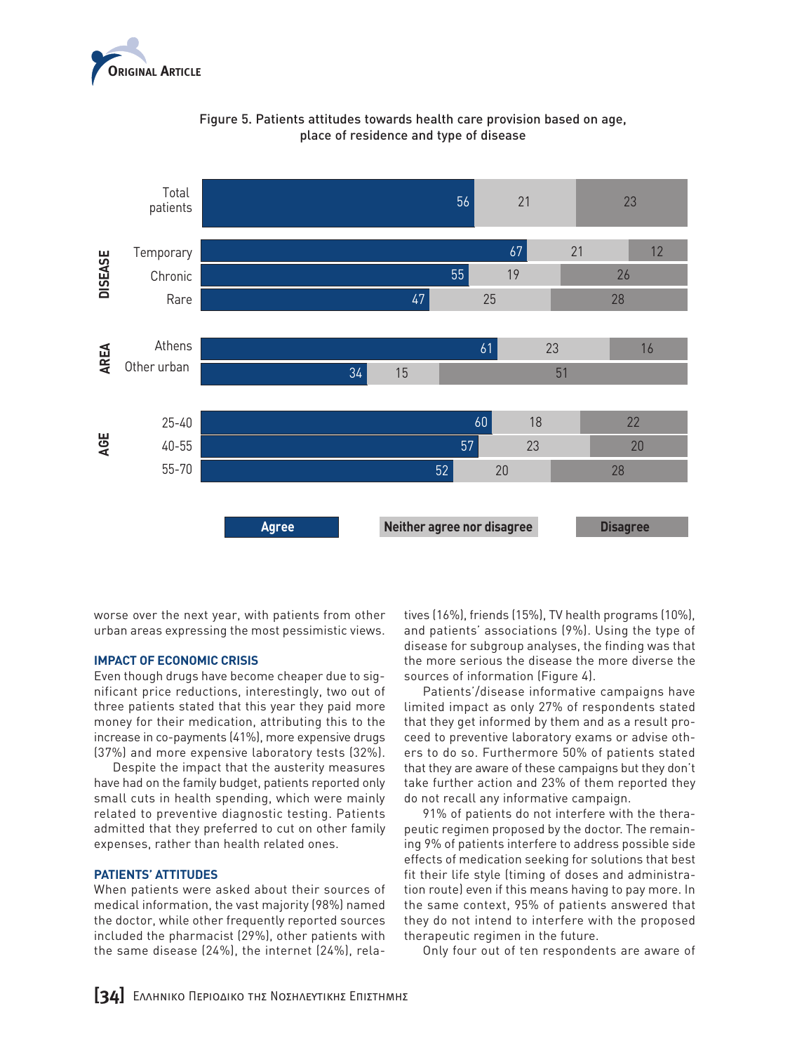Figure 5. Patients attitudes towards health care provision based on age, place of residence and type of disease

| | | Agree | Neither agree nor disagree | Disagree |
|---|---|---|---|---|
| | Total patients | 56 | 21 | 23 |
| DISEASE | Temporary | 67 | 21 | 12 |
| | Chronic | 55 | 19 | 26 |
| | Rare | 47 | 25 | 28 |
| AREA | Athens | 61 | 23 | 16 |
| | Other urban | 34 | 15 | 51 |
| AGE | 25-40 | 60 | 18 | 22 |
| | 40-55 | 57 | 23 | 20 |
| | 55-70 | 52 | 20 | 28 |

worse over the next year, with patients from other urban areas expressing the most pessimistic views.

### IMPACT OF ECONOMIC CRISIS

Even though drugs have become cheaper due to significant price reductions, interestingly, two out of three patients stated that this year they paid more money for their medication, attributing this to the increase in co-payments (41%), more expensive drugs (37%) and more expensive laboratory tests (32%).

Despite the impact that the austerity measures have had on the family budget, patients reported only small cuts in health spending, which were mainly related to preventive diagnostic testing. Patients admitted that they preferred to cut on other family expenses, rather than health related ones.

### PATIENTS' ATTITUDES

When patients were asked about their sources of medical information, the vast majority (98%) named the doctor, while other frequently reported sources included the pharmacist (29%), other patients with the same disease (24%), the internet (24%), relatives (16%), friends (15%), TV health programs (10%), and patients' associations (9%). Using the type of disease for subgroup analyses, the finding was that the more serious the disease the more diverse the sources of information (Figure 4).

Patients'/disease informative campaigns have limited impact as only 27% of respondents stated that they get informed by them and as a result proceed to preventive laboratory exams or advise others to do so. Furthermore 50% of patients stated that they are aware of these campaigns but they don't take further action and 23% of them reported they do not recall any informative campaign.

91% of patients do not interfere with the therapeutic regimen proposed by the doctor. The remaining 9% of patients interfere to address possible side effects of medication seeking for solutions that best fit their life style (timing of doses and administration route) even if this means having to pay more. In the same context, 95% of patients answered that they do not intend to interfere with the proposed therapeutic regimen in the future.

Only four out of ten respondents are aware of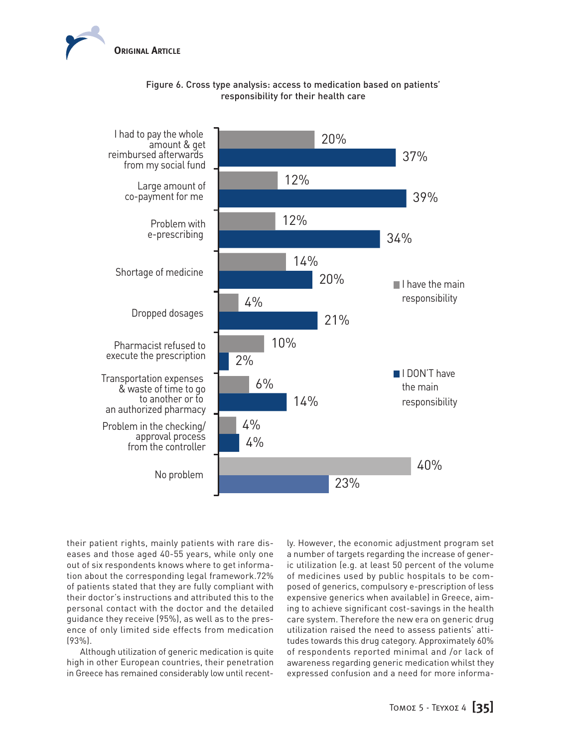Figure 6. Cross type analysis: access to medication based on patients' responsibility for their health care

| | I have the main responsibility | I DON'T have the main responsibility |
|---|---|---|
| I had to pay the whole amount & get reimbursed afterwards from my social fund | 20% | 37% |
| Large amount of co-payment for me | 12% | 39% |
| Problem with e-prescribing | 12% | 34% |
| Shortage of medicine | 14% | 20% |
| Dropped dosages | 4% | 21% |
| Pharmacist refused to execute the prescription | 10% | 2% |
| Transportation expenses & waste of time to go to another or to an authorized pharmacy | 6% | 14% |
| Problem in the checking/approval process from the controller | 4% | 4% |
| No problem | 40% | 23% |

their patient rights, mainly patients with rare diseases and those aged 40-55 years, while only one out of six respondents knows where to get information about the corresponding legal framework.72% of patients stated that they are fully compliant with their doctor's instructions and attributed this to the personal contact with the doctor and the detailed guidance they receive (95%), as well as to the presence of only limited side effects from medication (93%).

Although utilization of generic medication is quite high in other European countries, their penetration in Greece has remained considerably low until recently. However, the economic adjustment program set a number of targets regarding the increase of generic utilization (e.g. at least 50 percent of the volume of medicines used by public hospitals to be composed of generics, compulsory e-prescription of less expensive generics when available) in Greece, aiming to achieve significant cost-savings in the health care system. Therefore the new era on generic drug utilization raised the need to assess patients' attitudes towards this drug category. Approximately 60% of respondents reported minimal and /or lack of awareness regarding generic medication whilst they expressed confusion and a need for more informa-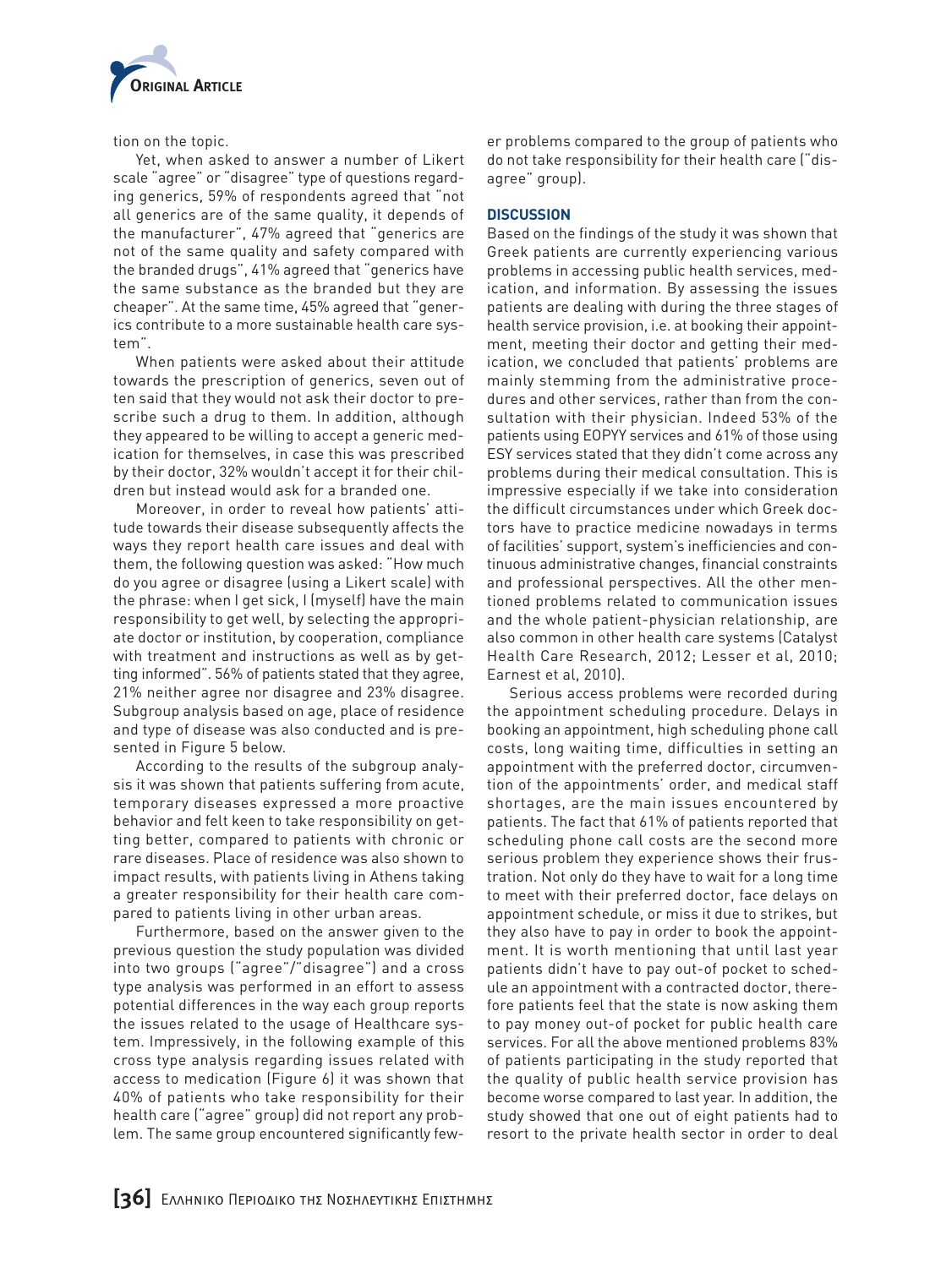tion on the topic.

Yet, when asked to answer a number of Likert scale "agree" or "disagree" type of questions regarding generics, 59% of respondents agreed that "not all generics are of the same quality, it depends of the manufacturer", 47% agreed that "generics are not of the same quality and safety compared with the branded drugs", 41% agreed that "generics have the same substance as the branded but they are cheaper". At the same time, 45% agreed that "generics contribute to a more sustainable health care system".

When patients were asked about their attitude towards the prescription of generics, seven out of ten said that they would not ask their doctor to prescribe such a drug to them. In addition, although they appeared to be willing to accept a generic medication for themselves, in case this was prescribed by their doctor, 32% wouldn't accept it for their children but instead would ask for a branded one.

Moreover, in order to reveal how patients' attitude towards their disease subsequently affects the ways they report health care issues and deal with them, the following question was asked: "How much do you agree or disagree (using a Likert scale) with the phrase: when I get sick, I (myself) have the main responsibility to get well, by selecting the appropriate doctor or institution, by cooperation, compliance with treatment and instructions as well as by getting informed". 56% of patients stated that they agree, 21% neither agree nor disagree and 23% disagree. Subgroup analysis based on age, place of residence and type of disease was also conducted and is presented in Figure 5 below.

According to the results of the subgroup analysis it was shown that patients suffering from acute, temporary diseases expressed a more proactive behavior and felt keen to take responsibility on getting better, compared to patients with chronic or rare diseases. Place of residence was also shown to impact results, with patients living in Athens taking a greater responsibility for their health care compared to patients living in other urban areas.

Furthermore, based on the answer given to the previous question the study population was divided into two groups ("agree"/"disagree") and a cross type analysis was performed in an effort to assess potential differences in the way each group reports the issues related to the usage of Healthcare system. Impressively, in the following example of this cross type analysis regarding issues related with access to medication (Figure 6) it was shown that 40% of patients who take responsibility for their health care ("agree" group) did not report any problem. The same group encountered significantly fewer problems compared to the group of patients who do not take responsibility for their health care ("disagree" group).

## DISCUSSION

Based on the findings of the study it was shown that Greek patients are currently experiencing various problems in accessing public health services, medication, and information. By assessing the issues patients are dealing with during the three stages of health service provision, i.e. at booking their appointment, meeting their doctor and getting their medication, we concluded that patients' problems are mainly stemming from the administrative procedures and other services, rather than from the consultation with their physician. Indeed 53% of the patients using EOPYY services and 61% of those using ESY services stated that they didn't come across any problems during their medical consultation. This is impressive especially if we take into consideration the difficult circumstances under which Greek doctors have to practice medicine nowadays in terms of facilities' support, system's inefficiencies and continuous administrative changes, financial constraints and professional perspectives. All the other mentioned problems related to communication issues and the whole patient-physician relationship, are also common in other health care systems (Catalyst Health Care Research, 2012; Lesser et al, 2010; Earnest et al, 2010).

Serious access problems were recorded during the appointment scheduling procedure. Delays in booking an appointment, high scheduling phone call costs, long waiting time, difficulties in setting an appointment with the preferred doctor, circumvention of the appointments' order, and medical staff shortages, are the main issues encountered by patients. The fact that 61% of patients reported that scheduling phone call costs are the second more serious problem they experience shows their frustration. Not only do they have to wait for a long time to meet with their preferred doctor, face delays on appointment schedule, or miss it due to strikes, but they also have to pay in order to book the appointment. It is worth mentioning that until last year patients didn't have to pay out-of pocket to schedule an appointment with a contracted doctor, therefore patients feel that the state is now asking them to pay money out-of pocket for public health care services. For all the above mentioned problems 83% of patients participating in the study reported that the quality of public health service provision has become worse compared to last year. In addition, the study showed that one out of eight patients had to resort to the private health sector in order to deal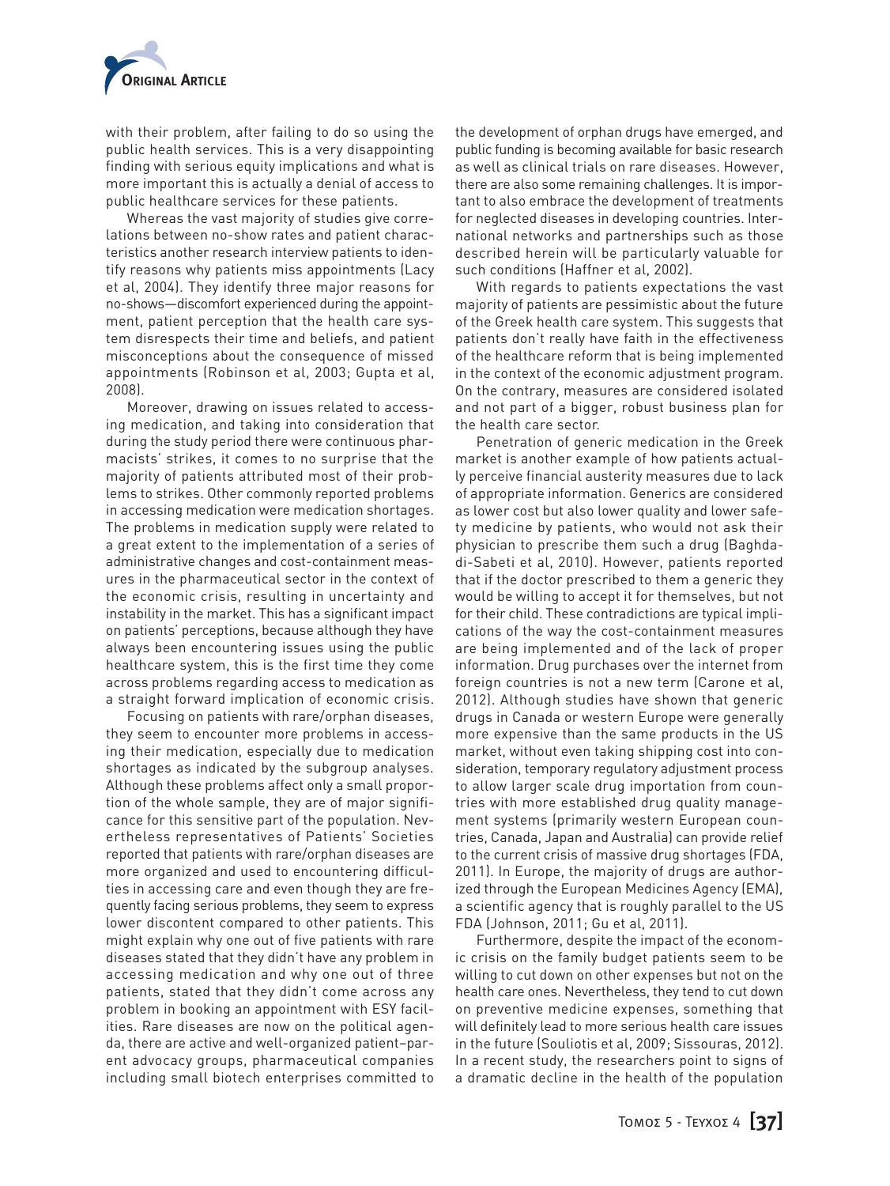with their problem, after failing to do so using the public health services. This is a very disappointing finding with serious equity implications and what is more important this is actually a denial of access to public healthcare services for these patients.

Whereas the vast majority of studies give correlations between no-show rates and patient characteristics another research interview patients to identify reasons why patients miss appointments (Lacy et al, 2004). They identify three major reasons for no-shows—discomfort experienced during the appointment, patient perception that the health care system disrespects their time and beliefs, and patient misconceptions about the consequence of missed appointments (Robinson et al, 2003; Gupta et al, 2008).

Moreover, drawing on issues related to accessing medication, and taking into consideration that during the study period there were continuous pharmacists' strikes, it comes to no surprise that the majority of patients attributed most of their problems to strikes. Other commonly reported problems in accessing medication were medication shortages. The problems in medication supply were related to a great extent to the implementation of a series of administrative changes and cost-containment measures in the pharmaceutical sector in the context of the economic crisis, resulting in uncertainty and instability in the market. This has a significant impact on patients' perceptions, because although they have always been encountering issues using the public healthcare system, this is the first time they come across problems regarding access to medication as a straight forward implication of economic crisis.

Focusing on patients with rare/orphan diseases, they seem to encounter more problems in accessing their medication, especially due to medication shortages as indicated by the subgroup analyses. Although these problems affect only a small proportion of the whole sample, they are of major significance for this sensitive part of the population. Nevertheless representatives of Patients' Societies reported that patients with rare/orphan diseases are more organized and used to encountering difficulties in accessing care and even though they are frequently facing serious problems, they seem to express lower discontent compared to other patients. This might explain why one out of five patients with rare diseases stated that they didn't have any problem in accessing medication and why one out of three patients, stated that they didn't come across any problem in booking an appointment with ESY facilities. Rare diseases are now on the political agenda, there are active and well-organized patient–parent advocacy groups, pharmaceutical companies including small biotech enterprises committed to the development of orphan drugs have emerged, and public funding is becoming available for basic research as well as clinical trials on rare diseases. However, there are also some remaining challenges. It is important to also embrace the development of treatments for neglected diseases in developing countries. International networks and partnerships such as those described herein will be particularly valuable for such conditions (Haffner et al, 2002).

With regards to patients expectations the vast majority of patients are pessimistic about the future of the Greek health care system. This suggests that patients don't really have faith in the effectiveness of the healthcare reform that is being implemented in the context of the economic adjustment program. On the contrary, measures are considered isolated and not part of a bigger, robust business plan for the health care sector.

Penetration of generic medication in the Greek market is another example of how patients actually perceive financial austerity measures due to lack of appropriate information. Generics are considered as lower cost but also lower quality and lower safety medicine by patients, who would not ask their physician to prescribe them such a drug (Baghdadi-Sabeti et al, 2010). However, patients reported that if the doctor prescribed to them a generic they would be willing to accept it for themselves, but not for their child. These contradictions are typical implications of the way the cost-containment measures are being implemented and of the lack of proper information. Drug purchases over the internet from foreign countries is not a new term (Carone et al, 2012). Although studies have shown that generic drugs in Canada or western Europe were generally more expensive than the same products in the US market, without even taking shipping cost into consideration, temporary regulatory adjustment process to allow larger scale drug importation from countries with more established drug quality management systems (primarily western European countries, Canada, Japan and Australia) can provide relief to the current crisis of massive drug shortages (FDA, 2011). In Europe, the majority of drugs are authorized through the European Medicines Agency (EMA), a scientific agency that is roughly parallel to the US FDA (Johnson, 2011; Gu et al, 2011).

Furthermore, despite the impact of the economic crisis on the family budget patients seem to be willing to cut down on other expenses but not on the health care ones. Nevertheless, they tend to cut down on preventive medicine expenses, something that will definitely lead to more serious health care issues in the future (Souliotis et al, 2009; Sissouras, 2012). In a recent study, the researchers point to signs of a dramatic decline in the health of the population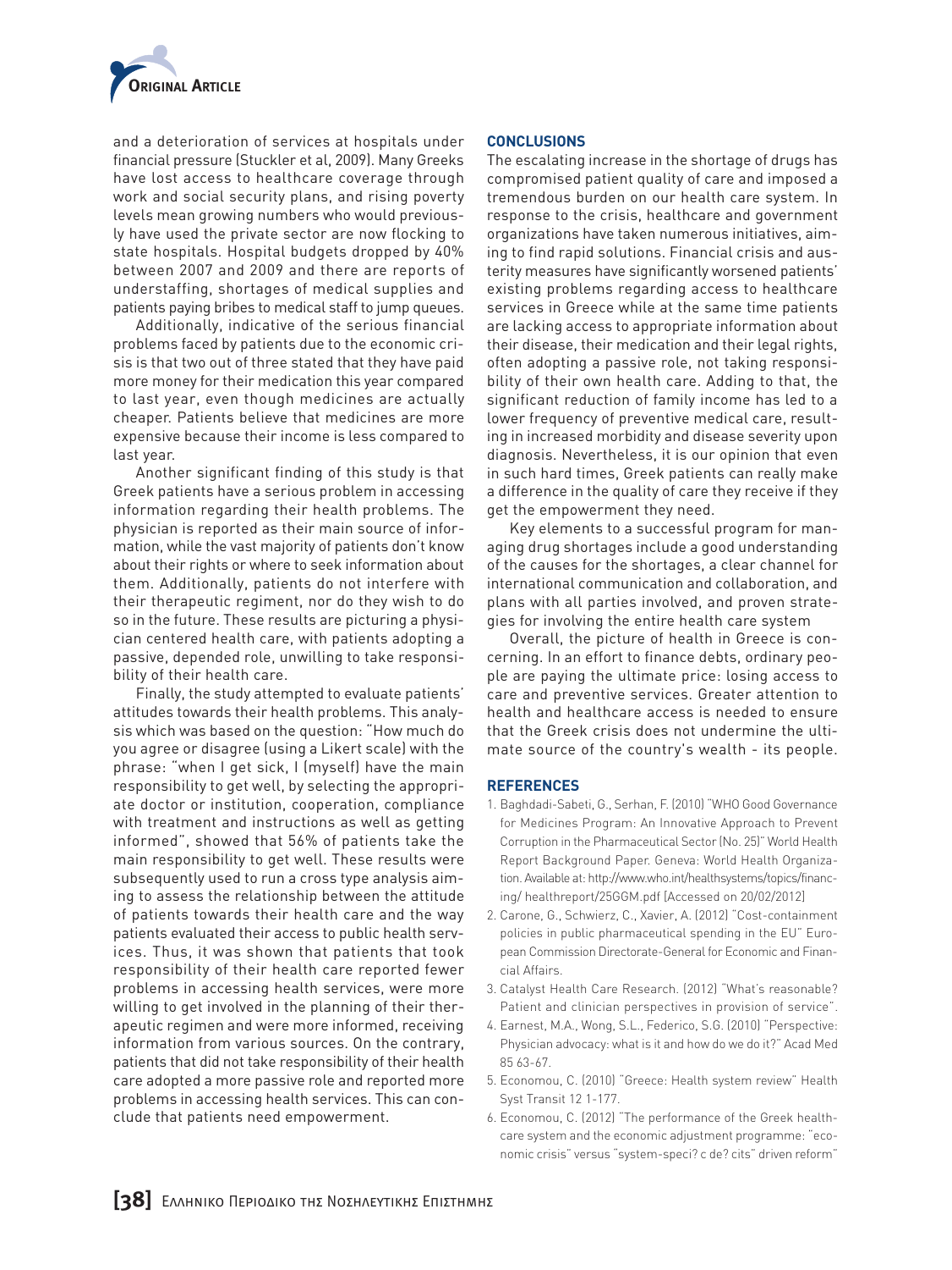and a deterioration of services at hospitals under financial pressure (Stuckler et al, 2009). Many Greeks have lost access to healthcare coverage through work and social security plans, and rising poverty levels mean growing numbers who would previously have used the private sector are now flocking to state hospitals. Hospital budgets dropped by 40% between 2007 and 2009 and there are reports of understaffing, shortages of medical supplies and patients paying bribes to medical staff to jump queues.

Additionally, indicative of the serious financial problems faced by patients due to the economic crisis is that two out of three stated that they have paid more money for their medication this year compared to last year, even though medicines are actually cheaper. Patients believe that medicines are more expensive because their income is less compared to last year.

Another significant finding of this study is that Greek patients have a serious problem in accessing information regarding their health problems. The physician is reported as their main source of information, while the vast majority of patients don't know about their rights or where to seek information about them. Additionally, patients do not interfere with their therapeutic regiment, nor do they wish to do so in the future. These results are picturing a physician centered health care, with patients adopting a passive, depended role, unwilling to take responsibility of their health care.

Finally, the study attempted to evaluate patients' attitudes towards their health problems. This analysis which was based on the question: "How much do you agree or disagree (using a Likert scale) with the phrase: "when I get sick, I (myself) have the main responsibility to get well, by selecting the appropriate doctor or institution, cooperation, compliance with treatment and instructions as well as getting informed", showed that 56% of patients take the main responsibility to get well. These results were subsequently used to run a cross type analysis aiming to assess the relationship between the attitude of patients towards their health care and the way patients evaluated their access to public health services. Thus, it was shown that patients that took responsibility of their health care reported fewer problems in accessing health services, were more willing to get involved in the planning of their therapeutic regimen and were more informed, receiving information from various sources. On the contrary, patients that did not take responsibility of their health care adopted a more passive role and reported more problems in accessing health services. This can conclude that patients need empowerment.

## CONCLUSIONS

The escalating increase in the shortage of drugs has compromised patient quality of care and imposed a tremendous burden on our health care system. In response to the crisis, healthcare and government organizations have taken numerous initiatives, aiming to find rapid solutions. Financial crisis and austerity measures have significantly worsened patients' existing problems regarding access to healthcare services in Greece while at the same time patients are lacking access to appropriate information about their disease, their medication and their legal rights, often adopting a passive role, not taking responsibility of their own health care. Adding to that, the significant reduction of family income has led to a lower frequency of preventive medical care, resulting in increased morbidity and disease severity upon diagnosis. Nevertheless, it is our opinion that even in such hard times, Greek patients can really make a difference in the quality of care they receive if they get the empowerment they need.

Key elements to a successful program for managing drug shortages include a good understanding of the causes for the shortages, a clear channel for international communication and collaboration, and plans with all parties involved, and proven strategies for involving the entire health care system

Overall, the picture of health in Greece is concerning. In an effort to finance debts, ordinary people are paying the ultimate price: losing access to care and preventive services. Greater attention to health and healthcare access is needed to ensure that the Greek crisis does not undermine the ultimate source of the country's wealth - its people.

## REFERENCES

1. Baghdadi-Sabeti, G., Serhan, F. (2010) "WHO Good Governance for Medicines Program: An Innovative Approach to Prevent Corruption in the Pharmaceutical Sector (No. 25)" World Health Report Background Paper. Geneva: World Health Organization. Available at: http://www.who.int/healthsystems/topics/financing/ healthreport/25GGM.pdf [Accessed on 20/02/2012]
2. Carone, G., Schwierz, C., Xavier, A. (2012) "Cost-containment policies in public pharmaceutical spending in the EU" European Commission Directorate-General for Economic and Financial Affairs.
3. Catalyst Health Care Research. (2012) "What's reasonable? Patient and clinician perspectives in provision of service".
4. Earnest, M.A., Wong, S.L., Federico, S.G. (2010) "Perspective: Physician advocacy: what is it and how do we do it?" Acad Med 85 63-67.
5. Economou, C. (2010) "Greece: Health system review" Health Syst Transit 12 1-177.
6. Economou, C. (2012) "The performance of the Greek healthcare system and the economic adjustment programme: "economic crisis" versus "system-speci? c de? cits" driven reform"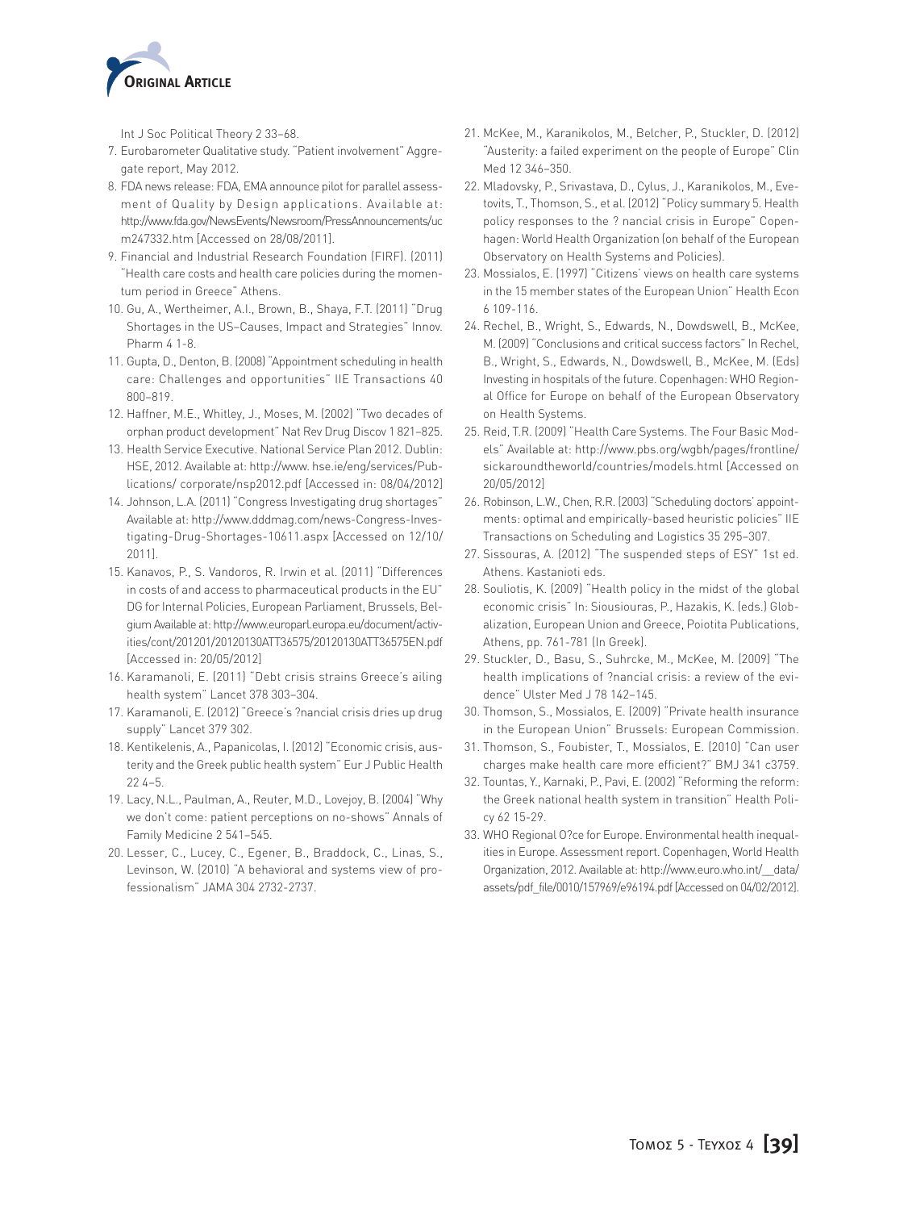Int J Soc Political Theory 2 33–68.

7. Eurobarometer Qualitative study. "Patient involvement" Aggregate report, May 2012.
8. FDA news release: FDA, EMA announce pilot for parallel assessment of Quality by Design applications. Available at: http://www.fda.gov/NewsEvents/Newsroom/PressAnnouncements/ucm247332.htm [Accessed on 28/08/2011].
9. Financial and Industrial Research Foundation (FIRF). (2011) "Health care costs and health care policies during the momentum period in Greece" Athens.
10. Gu, A., Wertheimer, A.I., Brown, B., Shaya, F.T. (2011) "Drug Shortages in the US–Causes, Impact and Strategies" Innov. Pharm 4 1-8.
11. Gupta, D., Denton, B. (2008) "Appointment scheduling in health care: Challenges and opportunities" IIE Transactions 40 800–819.
12. Haffner, M.E., Whitley, J., Moses, M. (2002) "Two decades of orphan product development" Nat Rev Drug Discov 1 821–825.
13. Health Service Executive. National Service Plan 2012. Dublin: HSE, 2012. Available at: http://www. hse.ie/eng/services/Publications/ corporate/nsp2012.pdf [Accessed in: 08/04/2012]
14. Johnson, L.A. (2011) "Congress Investigating drug shortages" Available at: http://www.dddmag.com/news-Congress-Investigating-Drug-Shortages-10611.aspx [Accessed on 12/10/2011].
15. Kanavos, P., S. Vandoros, R. Irwin et al. (2011) "Differences in costs of and access to pharmaceutical products in the EU" DG for Internal Policies, European Parliament, Brussels, Belgium Available at: http://www.europarl.europa.eu/document/activities/cont/201201/20120130ATT36575/20120130ATT36575EN.pdf [Accessed in: 20/05/2012]
16. Karamanoli, E. (2011) "Debt crisis strains Greece's ailing health system" Lancet 378 303–304.
17. Karamanoli, E. (2012) "Greece's ?nancial crisis dries up drug supply" Lancet 379 302.
18. Kentikelenis, A., Papanicolas, I. (2012) "Economic crisis, austerity and the Greek public health system" Eur J Public Health 22 4–5.
19. Lacy, N.L., Paulman, A., Reuter, M.D., Lovejoy, B. (2004) "Why we don't come: patient perceptions on no-shows" Annals of Family Medicine 2 541–545.
20. Lesser, C., Lucey, C., Egener, B., Braddock, C., Linas, S., Levinson, W. (2010) "A behavioral and systems view of professionalism" JAMA 304 2732-2737.
21. McKee, M., Karanikolos, M., Belcher, P., Stuckler, D. (2012) "Austerity: a failed experiment on the people of Europe" Clin Med 12 346–350.
22. Mladovsky, P., Srivastava, D., Cylus, J., Karanikolos, M., Evetovits, T., Thomson, S., et al. (2012) "Policy summary 5. Health policy responses to the ? nancial crisis in Europe" Copenhagen: World Health Organization (on behalf of the European Observatory on Health Systems and Policies).
23. Mossialos, E. (1997) "Citizens' views on health care systems in the 15 member states of the European Union" Health Econ 6 109-116.
24. Rechel, B., Wright, S., Edwards, N., Dowdswell, B., McKee, M. (2009) "Conclusions and critical success factors" In Rechel, B., Wright, S., Edwards, N., Dowdswell, B., McKee, M. (Eds) Investing in hospitals of the future. Copenhagen: WHO Regional Office for Europe on behalf of the European Observatory on Health Systems.
25. Reid, T.R. (2009) "Health Care Systems. The Four Basic Models" Available at: http://www.pbs.org/wgbh/pages/frontline/sickaroundtheworld/countries/models.html [Accessed on 20/05/2012]
26. Robinson, L.W., Chen, R.R. (2003) "Scheduling doctors' appointments: optimal and empirically-based heuristic policies" IIE Transactions on Scheduling and Logistics 35 295–307.
27. Sissouras, A. (2012) "The suspended steps of ESY" 1st ed. Athens. Kastanioti eds.
28. Souliotis, K. (2009) "Health policy in the midst of the global economic crisis" In: Siousiouras, P., Hazakis, K. (eds.) Globalization, European Union and Greece, Poiotita Publications, Athens, pp. 761-781 (In Greek).
29. Stuckler, D., Basu, S., Suhrcke, M., McKee, M. (2009) "The health implications of ?nancial crisis: a review of the evidence" Ulster Med J 78 142–145.
30. Thomson, S., Mossialos, E. (2009) "Private health insurance in the European Union" Brussels: European Commission.
31. Thomson, S., Foubister, T., Mossialos, E. (2010) "Can user charges make health care more efficient?" BMJ 341 c3759.
32. Tountas, Y., Karnaki, P., Pavi, E. (2002) "Reforming the reform: the Greek national health system in transition" Health Policy 62 15-29.
33. WHO Regional O?ce for Europe. Environmental health inequalities in Europe. Assessment report. Copenhagen, World Health Organization, 2012. Available at: http://www.euro.who.int/__data/assets/pdf_file/0010/157969/e96194.pdf [Accessed on 04/02/2012].